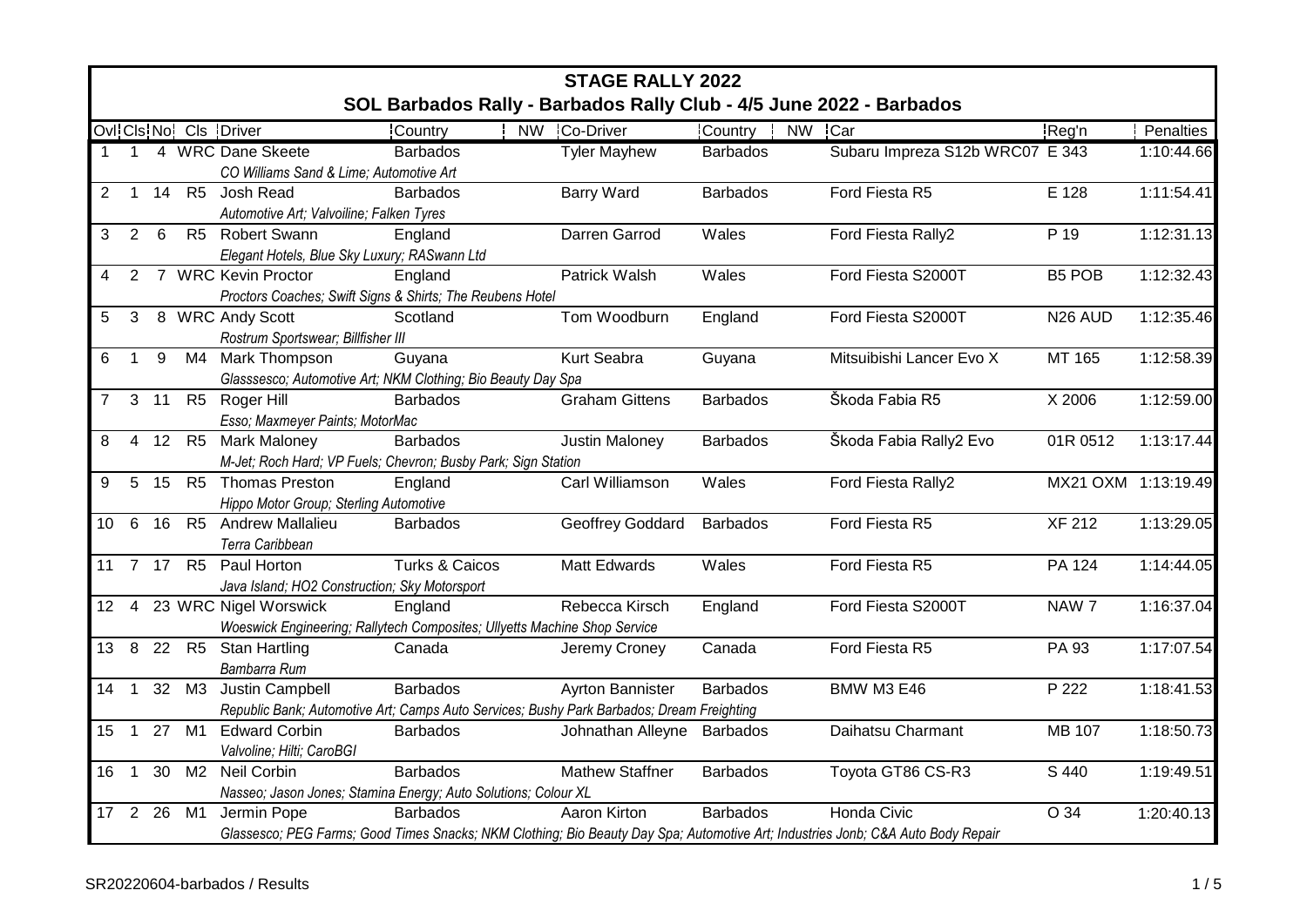# STAGE RALLY 2022

## SOL Barbados Rally - Barbados Rally Club - 4/5 June 2022 - Barbados

| Ovl | Cls | No | Cls | Driver | Country | NW | Co-Driver | Country | NW | Car | Reg'n | Penalties |
|---|---|---|---|---|---|---|---|---|---|---|---|---|
| 1 | 1 | 4 | WRC | Dane Skeete | Barbados | | Tyler Mayhew | Barbados | | Subaru Impreza S12b WRC07 | E 343 | 1:10:44.66 |
| | | | | *CO Williams Sand & Lime; Automotive Art* | | | | | | | | |
| 2 | 1 | 14 | R5 | Josh Read | Barbados | | Barry Ward | Barbados | | Ford Fiesta R5 | E 128 | 1:11:54.41 |
| | | | | *Automotive Art; Valvoiline; Falken Tyres* | | | | | | | | |
| 3 | 2 | 6 | R5 | Robert Swann | England | | Darren Garrod | Wales | | Ford Fiesta Rally2 | P 19 | 1:12:31.13 |
| | | | | *Elegant Hotels, Blue Sky Luxury; RASwann Ltd* | | | | | | | | |
| 4 | 2 | 7 | WRC | Kevin Proctor | England | | Patrick Walsh | Wales | | Ford Fiesta S2000T | B5 POB | 1:12:32.43 |
| | | | | *Proctors Coaches; Swift Signs & Shirts; The Reubens Hotel* | | | | | | | | |
| 5 | 3 | 8 | WRC | Andy Scott | Scotland | | Tom Woodburn | England | | Ford Fiesta S2000T | N26 AUD | 1:12:35.46 |
| | | | | *Rostrum Sportswear; Billfisher III* | | | | | | | | |
| 6 | 1 | 9 | M4 | Mark Thompson | Guyana | | Kurt Seabra | Guyana | | Mitsuibishi Lancer Evo X | MT 165 | 1:12:58.39 |
| | | | | *Glasssesco; Automotive Art; NKM Clothing; Bio Beauty Day Spa* | | | | | | | | |
| 7 | 3 | 11 | R5 | Roger Hill | Barbados | | Graham Gittens | Barbados | | Škoda Fabia R5 | X 2006 | 1:12:59.00 |
| | | | | *Esso; Maxmeyer Paints; MotorMac* | | | | | | | | |
| 8 | 4 | 12 | R5 | Mark Maloney | Barbados | | Justin Maloney | Barbados | | Škoda Fabia Rally2 Evo | 01R 0512 | 1:13:17.44 |
| | | | | *M-Jet; Roch Hard; VP Fuels; Chevron; Busby Park; Sign Station* | | | | | | | | |
| 9 | 5 | 15 | R5 | Thomas Preston | England | | Carl Williamson | Wales | | Ford Fiesta Rally2 | MX21 OXM | 1:13:19.49 |
| | | | | *Hippo Motor Group; Sterling Automotive* | | | | | | | | |
| 10 | 6 | 16 | R5 | Andrew Mallalieu | Barbados | | Geoffrey Goddard | Barbados | | Ford Fiesta R5 | XF 212 | 1:13:29.05 |
| | | | | *Terra Caribbean* | | | | | | | | |
| 11 | 7 | 17 | R5 | Paul Horton | Turks & Caicos | | Matt Edwards | Wales | | Ford Fiesta R5 | PA 124 | 1:14:44.05 |
| | | | | *Java Island; HO2 Construction; Sky Motorsport* | | | | | | | | |
| 12 | 4 | 23 | WRC | Nigel Worswick | England | | Rebecca Kirsch | England | | Ford Fiesta S2000T | NAW 7 | 1:16:37.04 |
| | | | | *Woeswick Engineering; Rallytech Composites; Ullyetts Machine Shop Service* | | | | | | | | |
| 13 | 8 | 22 | R5 | Stan Hartling | Canada | | Jeremy Croney | Canada | | Ford Fiesta R5 | PA 93 | 1:17:07.54 |
| | | | | *Bambarra Rum* | | | | | | | | |
| 14 | 1 | 32 | M3 | Justin Campbell | Barbados | | Ayrton Bannister | Barbados | | BMW M3 E46 | P 222 | 1:18:41.53 |
| | | | | *Republic Bank; Automotive Art; Camps Auto Services; Bushy Park Barbados; Dream Freighting* | | | | | | | | |
| 15 | 1 | 27 | M1 | Edward Corbin | Barbados | | Johnathan Alleyne | Barbados | | Daihatsu Charmant | MB 107 | 1:18:50.73 |
| | | | | *Valvoline; Hilti; CaroBGI* | | | | | | | | |
| 16 | 1 | 30 | M2 | Neil Corbin | Barbados | | Mathew Staffner | Barbados | | Toyota GT86 CS-R3 | S 440 | 1:19:49.51 |
| | | | | *Nasseo; Jason Jones; Stamina Energy; Auto Solutions; Colour XL* | | | | | | | | |
| 17 | 2 | 26 | M1 | Jermin Pope | Barbados | | Aaron Kirton | Barbados | | Honda Civic | O 34 | 1:20:40.13 |
| | | | | *Glasseco; PEG Farms; Good Times Snacks; NKM Clothing; Bio Beauty Day Spa; Automotive Art; Industries Jonb; C&A Auto Body Repair* | | | | | | | | |

SR20220604-barbados / Results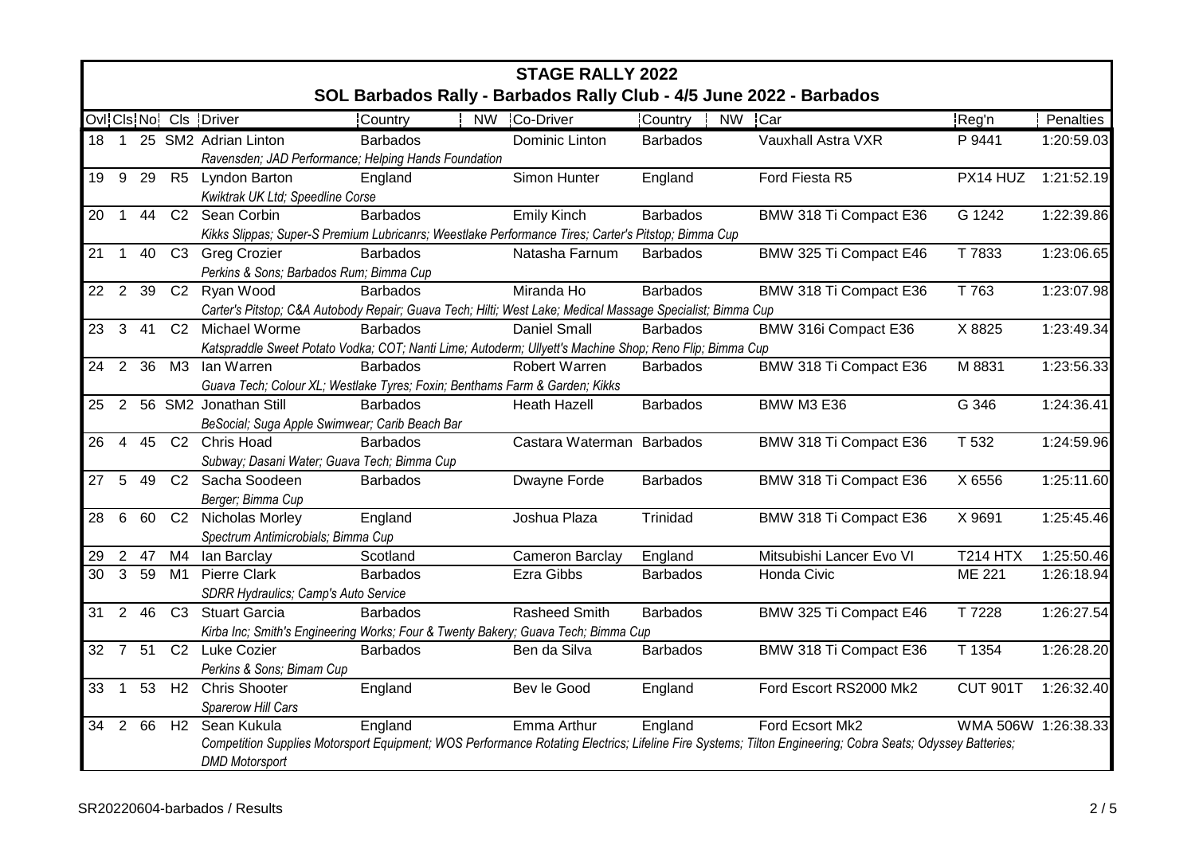# STAGE RALLY 2022

## SOL Barbados Rally - Barbados Rally Club - 4/5 June 2022 - Barbados

| Ovl | Cls | No | Cls | Driver | Country | NW | Co-Driver | Country | NW | Car | Reg'n | Penalties |
|---|---|---|---|---|---|---|---|---|---|---|---|---|
| 18 | 1 | 25 | SM2 | Adrian Linton | Barbados | | Dominic Linton | Barbados | | Vauxhall Astra VXR | P 9441 | 1:20:59.03 |
| | | | | *Ravensden; JAD Performance; Helping Hands Foundation* | | | | | | | | |
| 19 | 9 | 29 | R5 | Lyndon Barton | England | | Simon Hunter | England | | Ford Fiesta R5 | PX14 HUZ | 1:21:52.19 |
| | | | | *Kwiktrak UK Ltd; Speedline Corse* | | | | | | | | |
| 20 | 1 | 44 | C2 | Sean Corbin | Barbados | | Emily Kinch | Barbados | | BMW 318 Ti Compact E36 | G 1242 | 1:22:39.86 |
| | | | | *Kikks Slippas; Super-S Premium Lubricanrs; Weestlake Performance Tires; Carter's Pitstop; Bimma Cup* | | | | | | | | |
| 21 | 1 | 40 | C3 | Greg Crozier | Barbados | | Natasha Farnum | Barbados | | BMW 325 Ti Compact E46 | T 7833 | 1:23:06.65 |
| | | | | *Perkins & Sons; Barbados Rum; Bimma Cup* | | | | | | | | |
| 22 | 2 | 39 | C2 | Ryan Wood | Barbados | | Miranda Ho | Barbados | | BMW 318 Ti Compact E36 | T 763 | 1:23:07.98 |
| | | | | *Carter's Pitstop; C&A Autobody Repair; Guava Tech; Hilti; West Lake; Medical Massage Specialist; Bimma Cup* | | | | | | | | |
| 23 | 3 | 41 | C2 | Michael Worme | Barbados | | Daniel Small | Barbados | | BMW 316i Compact E36 | X 8825 | 1:23:49.34 |
| | | | | *Katspraddle Sweet Potato Vodka; COT; Nanti Lime; Autoderm; Ullyett's Machine Shop; Reno Flip; Bimma Cup* | | | | | | | | |
| 24 | 2 | 36 | M3 | Ian Warren | Barbados | | Robert Warren | Barbados | | BMW 318 Ti Compact E36 | M 8831 | 1:23:56.33 |
| | | | | *Guava Tech; Colour XL; Westlake Tyres; Foxin; Benthams Farm & Garden; Kikks* | | | | | | | | |
| 25 | 2 | 56 | SM2 | Jonathan Still | Barbados | | Heath Hazell | Barbados | | BMW M3 E36 | G 346 | 1:24:36.41 |
| | | | | *BeSocial; Suga Apple Swimwear; Carib Beach Bar* | | | | | | | | |
| 26 | 4 | 45 | C2 | Chris Hoad | Barbados | | Castara Waterman | Barbados | | BMW 318 Ti Compact E36 | T 532 | 1:24:59.96 |
| | | | | *Subway; Dasani Water; Guava Tech; Bimma Cup* | | | | | | | | |
| 27 | 5 | 49 | C2 | Sacha Soodeen | Barbados | | Dwayne Forde | Barbados | | BMW 318 Ti Compact E36 | X 6556 | 1:25:11.60 |
| | | | | *Berger; Bimma Cup* | | | | | | | | |
| 28 | 6 | 60 | C2 | Nicholas Morley | England | | Joshua Plaza | Trinidad | | BMW 318 Ti Compact E36 | X 9691 | 1:25:45.46 |
| | | | | *Spectrum Antimicrobials; Bimma Cup* | | | | | | | | |
| 29 | 2 | 47 | M4 | Ian Barclay | Scotland | | Cameron Barclay | England | | Mitsubishi Lancer Evo VI | T214 HTX | 1:25:50.46 |
| 30 | 3 | 59 | M1 | Pierre Clark | Barbados | | Ezra Gibbs | Barbados | | Honda Civic | ME 221 | 1:26:18.94 |
| | | | | *SDRR Hydraulics; Camp's Auto Service* | | | | | | | | |
| 31 | 2 | 46 | C3 | Stuart Garcia | Barbados | | Rasheed Smith | Barbados | | BMW 325 Ti Compact E46 | T 7228 | 1:26:27.54 |
| | | | | *Kirba Inc; Smith's Engineering Works; Four & Twenty Bakery; Guava Tech; Bimma Cup* | | | | | | | | |
| 32 | 7 | 51 | C2 | Luke Cozier | Barbados | | Ben da Silva | Barbados | | BMW 318 Ti Compact E36 | T 1354 | 1:26:28.20 |
| | | | | *Perkins & Sons; Bimam Cup* | | | | | | | | |
| 33 | 1 | 53 | H2 | Chris Shooter | England | | Bev le Good | England | | Ford Escort RS2000 Mk2 | CUT 901T | 1:26:32.40 |
| | | | | *Sparerow Hill Cars* | | | | | | | | |
| 34 | 2 | 66 | H2 | Sean Kukula | England | | Emma Arthur | England | | Ford Ecsort Mk2 | WMA 506W | 1:26:38.33 |
| | | | | *Competition Supplies Motorsport Equipment; WOS Performance Rotating Electrics; Lifeline Fire Systems; Tilton Engineering; Cobra Seats; Odyssey Batteries; DMD Motorsport* | | | | | | | | |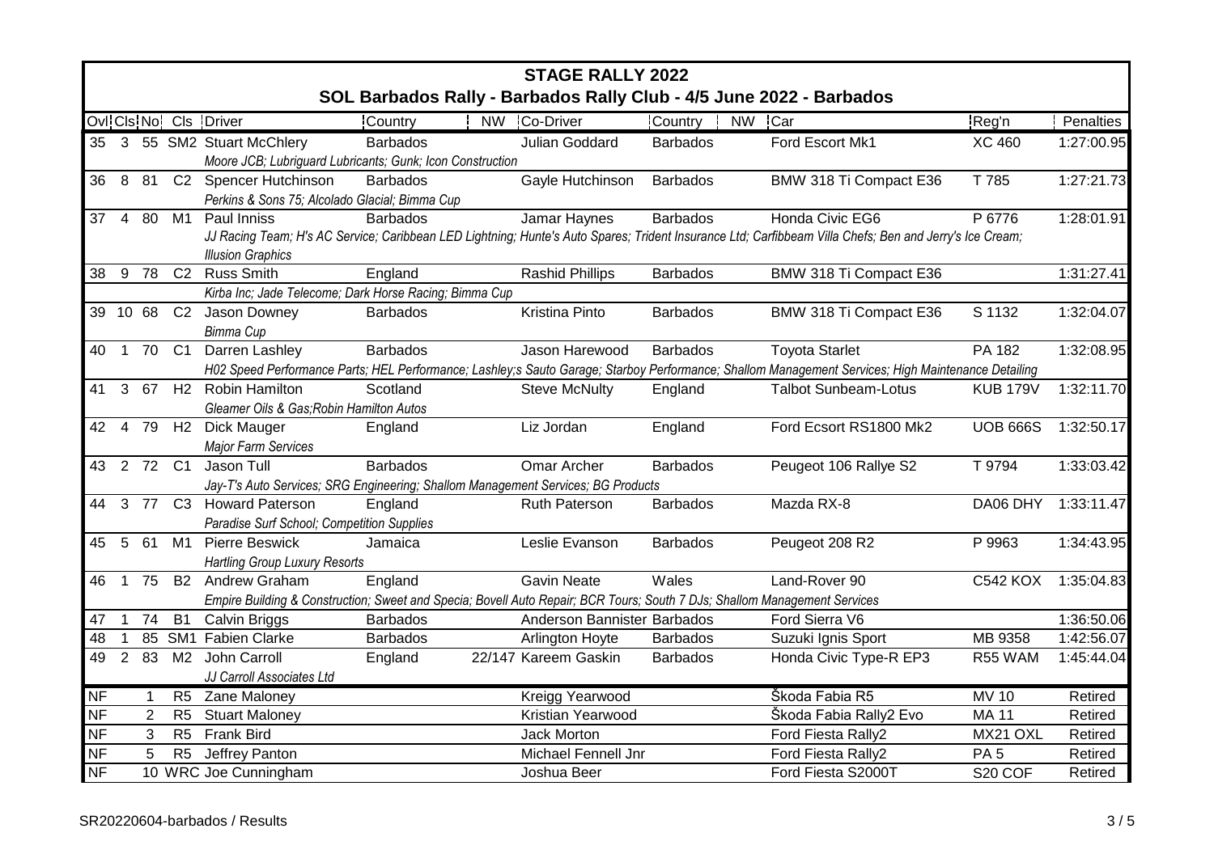# STAGE RALLY 2022

## SOL Barbados Rally - Barbados Rally Club - 4/5 June 2022 - Barbados

| Ovl | Cls | No | Cls | Driver | Country | NW | Co-Driver | Country | NW | Car | Reg'n | Penalties |
|---|---|---|---|---|---|---|---|---|---|---|---|---|
| 35 | 3 | 55 | SM2 | Stuart McChlery | Barbados | | Julian Goddard | Barbados | | Ford Escort Mk1 | XC 460 | 1:27:00.95 |
| | | | | *Moore JCB; Lubriguard Lubricants; Gunk; Icon Construction* | | | | | | | | |
| 36 | 8 | 81 | C2 | Spencer Hutchinson | Barbados | | Gayle Hutchinson | Barbados | | BMW 318 Ti Compact E36 | T 785 | 1:27:21.73 |
| | | | | *Perkins & Sons 75; Alcolado Glacial; Bimma Cup* | | | | | | | | |
| 37 | 4 | 80 | M1 | Paul Inniss | Barbados | | Jamar Haynes | Barbados | | Honda Civic EG6 | P 6776 | 1:28:01.91 |
| | | | | *JJ Racing Team; H's AC Service; Caribbean LED Lightning; Hunte's Auto Spares; Trident Insurance Ltd; Carfibbeam Villa Chefs; Ben and Jerry's Ice Cream; Illusion Graphics* | | | | | | | | |
| 38 | 9 | 78 | C2 | Russ Smith | England | | Rashid Phillips | Barbados | | BMW 318 Ti Compact E36 | | 1:31:27.41 |
| | | | | *Kirba Inc; Jade Telecome; Dark Horse Racing; Bimma Cup* | | | | | | | | |
| 39 | 10 | 68 | C2 | Jason Downey | Barbados | | Kristina Pinto | Barbados | | BMW 318 Ti Compact E36 | S 1132 | 1:32:04.07 |
| | | | | *Bimma Cup* | | | | | | | | |
| 40 | 1 | 70 | C1 | Darren Lashley | Barbados | | Jason Harewood | Barbados | | Toyota Starlet | PA 182 | 1:32:08.95 |
| | | | | *H02 Speed Performance Parts; HEL Performance; Lashley;s Sauto Garage; Starboy Performance; Shallom Management Services; High Maintenance Detailing* | | | | | | | | |
| 41 | 3 | 67 | H2 | Robin Hamilton | Scotland | | Steve McNulty | England | | Talbot Sunbeam-Lotus | KUB 179V | 1:32:11.70 |
| | | | | *Gleamer Oils & Gas;Robin Hamilton Autos* | | | | | | | | |
| 42 | 4 | 79 | H2 | Dick Mauger | England | | Liz Jordan | England | | Ford Ecsort RS1800 Mk2 | UOB 666S | 1:32:50.17 |
| | | | | *Major Farm Services* | | | | | | | | |
| 43 | 2 | 72 | C1 | Jason Tull | Barbados | | Omar Archer | Barbados | | Peugeot 106 Rallye S2 | T 9794 | 1:33:03.42 |
| | | | | *Jay-T's Auto Services; SRG Engineering; Shallom Management Services; BG Products* | | | | | | | | |
| 44 | 3 | 77 | C3 | Howard Paterson | England | | Ruth Paterson | Barbados | | Mazda RX-8 | DA06 DHY | 1:33:11.47 |
| | | | | *Paradise Surf School; Competition Supplies* | | | | | | | | |
| 45 | 5 | 61 | M1 | Pierre Beswick | Jamaica | | Leslie Evanson | Barbados | | Peugeot 208 R2 | P 9963 | 1:34:43.95 |
| | | | | *Hartling Group Luxury Resorts* | | | | | | | | |
| 46 | 1 | 75 | B2 | Andrew Graham | England | | Gavin Neate | Wales | | Land-Rover 90 | C542 KOX | 1:35:04.83 |
| | | | | *Empire Building & Construction; Sweet and Specia; Bovell Auto Repair; BCR Tours; South 7 DJs; Shallom Management Services* | | | | | | | | |
| 47 | 1 | 74 | B1 | Calvin Briggs | Barbados | | Anderson Bannister | Barbados | | Ford Sierra V6 | | 1:36:50.06 |
| 48 | 1 | 85 | SM1 | Fabien Clarke | Barbados | | Arlington Hoyte | Barbados | | Suzuki Ignis Sport | MB 9358 | 1:42:56.07 |
| 49 | 2 | 83 | M2 | John Carroll | England | 22/147 | Kareem Gaskin | Barbados | | Honda Civic Type-R EP3 | R55 WAM | 1:45:44.04 |
| | | | | *JJ Carroll Associates Ltd* | | | | | | | | |
| NF | | 1 | R5 | Zane Maloney | | | Kreigg Yearwood | | | Škoda Fabia R5 | MV 10 | Retired |
| NF | | 2 | R5 | Stuart Maloney | | | Kristian Yearwood | | | Škoda Fabia Rally2 Evo | MA 11 | Retired |
| NF | | 3 | R5 | Frank Bird | | | Jack Morton | | | Ford Fiesta Rally2 | MX21 OXL | Retired |
| NF | | 5 | R5 | Jeffrey Panton | | | Michael Fennell Jnr | | | Ford Fiesta Rally2 | PA 5 | Retired |
| NF | | 10 | WRC | Joe Cunningham | | | Joshua Beer | | | Ford Fiesta S2000T | S20 COF | Retired |

SR20220604-barbados / Results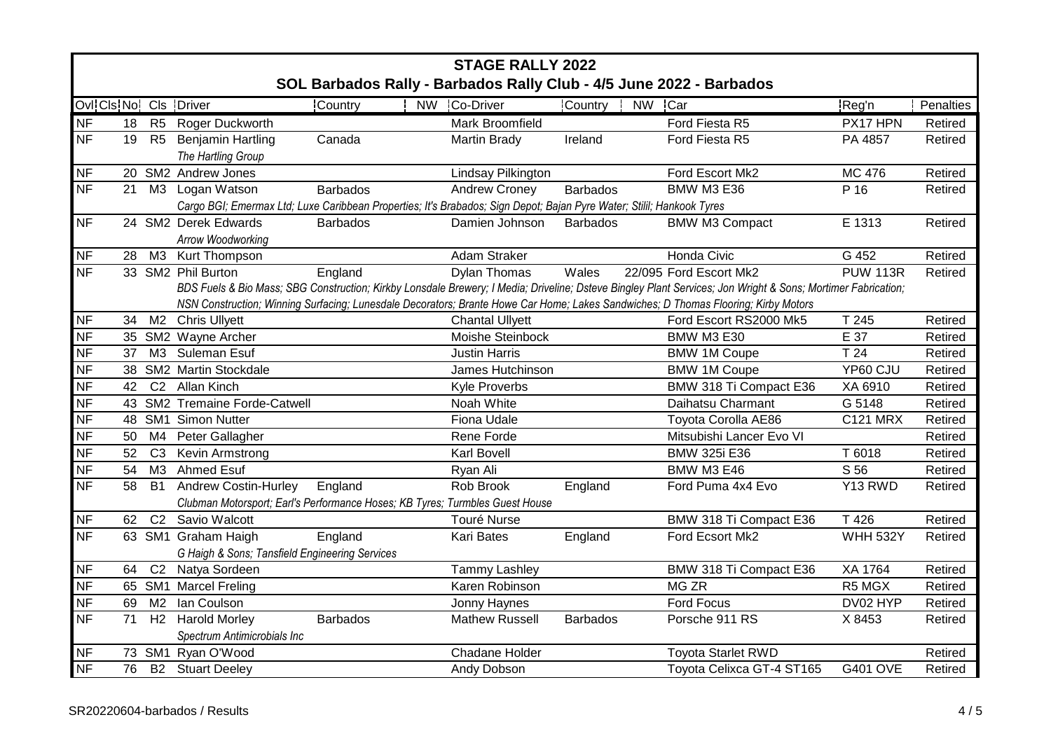# STAGE RALLY 2022

## SOL Barbados Rally - Barbados Rally Club - 4/5 June 2022 - Barbados

| Ovl | Cls | No | Cls | Driver | Country | NW | Co-Driver | Country | NW | Car | Reg'n | Penalties |
|---|---|---|---|---|---|---|---|---|---|---|---|---|
| NF | | 18 | R5 | Roger Duckworth | | | Mark Broomfield | | | Ford Fiesta R5 | PX17 HPN | Retired |
| NF | | 19 | R5 | Benjamin Hartling<br>*The Hartling Group* | Canada | | Martin Brady | Ireland | | Ford Fiesta R5 | PA 4857 | Retired |
| NF | | 20 | SM2 | Andrew Jones | | | Lindsay Pilkington | | | Ford Escort Mk2 | MC 476 | Retired |
| NF | | 21 | M3 | Logan Watson<br>*Cargo BGI; Emermax Ltd; Luxe Caribbean Properties; It's Brabados; Sign Depot; Bajan Pyre Water; Stilil; Hankook Tyres* | Barbados | | Andrew Croney | Barbados | | BMW M3 E36 | P 16 | Retired |
| NF | | 24 | SM2 | Derek Edwards<br>*Arrow Woodworking* | Barbados | | Damien Johnson | Barbados | | BMW M3 Compact | E 1313 | Retired |
| NF | | 28 | M3 | Kurt Thompson | | | Adam Straker | | | Honda Civic | G 452 | Retired |
| NF | | 33 | SM2 | Phil Burton<br>*BDS Fuels & Bio Mass; SBG Construction; Kirkby Lonsdale Brewery; I Media; Driveline; Dsteve Bingley Plant Services; Jon Wright & Sons; Mortimer Fabrication; NSN Construction; Winning Surfacing; Lunesdale Decorators; Brante Howe Car Home; Lakes Sandwiches; D Thomas Flooring; Kirby Motors* | England | | Dylan Thomas | Wales | 22/095 | Ford Escort Mk2 | PUW 113R | Retired |
| NF | | 34 | M2 | Chris Ullyett | | | Chantal Ullyett | | | Ford Escort RS2000 Mk5 | T 245 | Retired |
| NF | | 35 | SM2 | Wayne Archer | | | Moishe Steinbock | | | BMW M3 E30 | E 37 | Retired |
| NF | | 37 | M3 | Suleman Esuf | | | Justin Harris | | | BMW 1M Coupe | T 24 | Retired |
| NF | | 38 | SM2 | Martin Stockdale | | | James Hutchinson | | | BMW 1M Coupe | YP60 CJU | Retired |
| NF | | 42 | C2 | Allan Kinch | | | Kyle Proverbs | | | BMW 318 Ti Compact E36 | XA 6910 | Retired |
| NF | | 43 | SM2 | Tremaine Forde-Catwell | | | Noah White | | | Daihatsu Charmant | G 5148 | Retired |
| NF | | 48 | SM1 | Simon Nutter | | | Fiona Udale | | | Toyota Corolla AE86 | C121 MRX | Retired |
| NF | | 50 | M4 | Peter Gallagher | | | Rene Forde | | | Mitsubishi Lancer Evo VI | | Retired |
| NF | | 52 | C3 | Kevin Armstrong | | | Karl Bovell | | | BMW 325i E36 | T 6018 | Retired |
| NF | | 54 | M3 | Ahmed Esuf | | | Ryan Ali | | | BMW M3 E46 | S 56 | Retired |
| NF | | 58 | B1 | Andrew Costin-Hurley<br>*Clubman Motorsport; Earl's Performance Hoses; KB Tyres; Turmbles Guest House* | England | | Rob Brook | England | | Ford Puma 4x4 Evo | Y13 RWD | Retired |
| NF | | 62 | C2 | Savio Walcott | | | Touré Nurse | | | BMW 318 Ti Compact E36 | T 426 | Retired |
| NF | | 63 | SM1 | Graham Haigh<br>*G Haigh & Sons; Tansfield Engineering Services* | England | | Kari Bates | England | | Ford Ecsort Mk2 | WHH 532Y | Retired |
| NF | | 64 | C2 | Natya Sordeen | | | Tammy Lashley | | | BMW 318 Ti Compact E36 | XA 1764 | Retired |
| NF | | 65 | SM1 | Marcel Freling | | | Karen Robinson | | | MG ZR | R5 MGX | Retired |
| NF | | 69 | M2 | Ian Coulson | | | Jonny Haynes | | | Ford Focus | DV02 HYP | Retired |
| NF | | 71 | H2 | Harold Morley<br>*Spectrum Antimicrobials Inc* | Barbados | | Mathew Russell | Barbados | | Porsche 911 RS | X 8453 | Retired |
| NF | | 73 | SM1 | Ryan O'Wood | | | Chadane Holder | | | Toyota Starlet RWD | | Retired |
| NF | | 76 | B2 | Stuart Deeley | | | Andy Dobson | | | Toyota Celixca GT-4 ST165 | G401 OVE | Retired |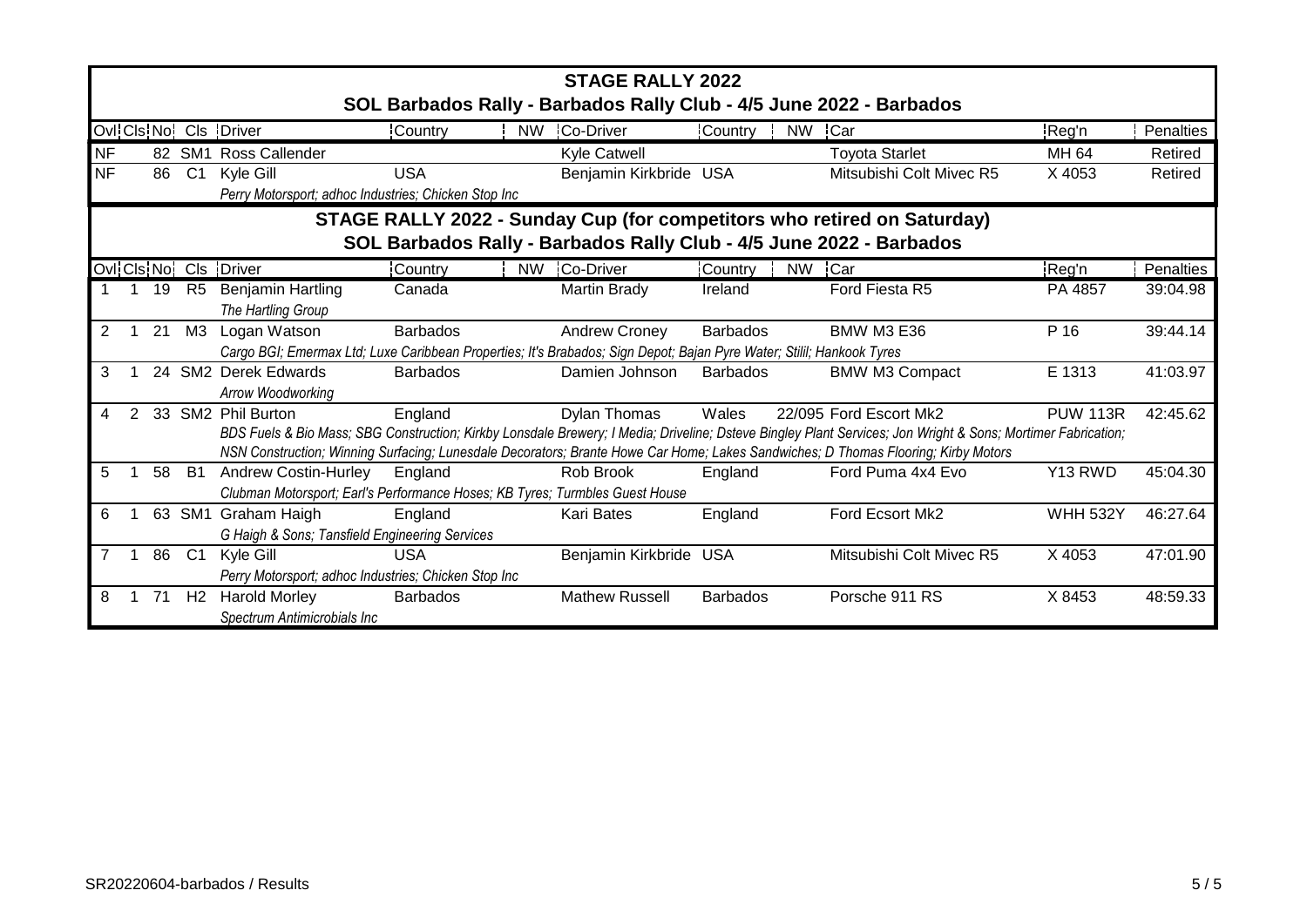# STAGE RALLY 2022

## SOL Barbados Rally - Barbados Rally Club - 4/5 June 2022 - Barbados

| Ovl | Cls | No | Cls | Driver | Country | NW | Co-Driver | Country | NW | Car | Reg'n | Penalties |
|---|---|---|---|---|---|---|---|---|---|---|---|---|
| NF | | 82 | SM1 | Ross Callender | | | Kyle Catwell | | | Toyota Starlet | MH 64 | Retired |
| NF | | 86 | C1 | Kyle Gill | USA | | Benjamin Kirkbride | USA | | Mitsubishi Colt Mivec R5 | X 4053 | Retired |
| | | | | *Perry Motorsport; adhoc Industries; Chicken Stop Inc* | | | | | | | | |

# STAGE RALLY 2022 - Sunday Cup (for competitors who retired on Saturday)

## SOL Barbados Rally - Barbados Rally Club - 4/5 June 2022 - Barbados

| Ovl | Cls | No | Cls | Driver | Country | NW | Co-Driver | Country | NW | Car | Reg'n | Penalties |
|---|---|---|---|---|---|---|---|---|---|---|---|---|
| 1 | 1 | 19 | R5 | Benjamin Hartling | Canada | | Martin Brady | Ireland | | Ford Fiesta R5 | PA 4857 | 39:04.98 |
| | | | | *The Hartling Group* | | | | | | | | |
| 2 | 1 | 21 | M3 | Logan Watson | Barbados | | Andrew Croney | Barbados | | BMW M3 E36 | P 16 | 39:44.14 |
| | | | | *Cargo BGI; Emermax Ltd; Luxe Caribbean Properties; It's Brabados; Sign Depot; Bajan Pyre Water; Stilil; Hankook Tyres* | | | | | | | | |
| 3 | 1 | 24 | SM2 | Derek Edwards | Barbados | | Damien Johnson | Barbados | | BMW M3 Compact | E 1313 | 41:03.97 |
| | | | | *Arrow Woodworking* | | | | | | | | |
| 4 | 2 | 33 | SM2 | Phil Burton | England | | Dylan Thomas | Wales | 22/095 | Ford Escort Mk2 | PUW 113R | 42:45.62 |
| | | | | *BDS Fuels & Bio Mass; SBG Construction; Kirkby Lonsdale Brewery; I Media; Driveline; Dsteve Bingley Plant Services; Jon Wright & Sons; Mortimer Fabrication; NSN Construction; Winning Surfacing; Lunesdale Decorators; Brante Howe Car Home; Lakes Sandwiches; D Thomas Flooring; Kirby Motors* | | | | | | | | |
| 5 | 1 | 58 | B1 | Andrew Costin-Hurley | England | | Rob Brook | England | | Ford Puma 4x4 Evo | Y13 RWD | 45:04.30 |
| | | | | *Clubman Motorsport; Earl's Performance Hoses; KB Tyres; Turmbles Guest House* | | | | | | | | |
| 6 | 1 | 63 | SM1 | Graham Haigh | England | | Kari Bates | England | | Ford Ecsort Mk2 | WHH 532Y | 46:27.64 |
| | | | | *G Haigh & Sons; Tansfield Engineering Services* | | | | | | | | |
| 7 | 1 | 86 | C1 | Kyle Gill | USA | | Benjamin Kirkbride | USA | | Mitsubishi Colt Mivec R5 | X 4053 | 47:01.90 |
| | | | | *Perry Motorsport; adhoc Industries; Chicken Stop Inc* | | | | | | | | |
| 8 | 1 | 71 | H2 | Harold Morley | Barbados | | Mathew Russell | Barbados | | Porsche 911 RS | X 8453 | 48:59.33 |
| | | | | *Spectrum Antimicrobials Inc* | | | | | | | | |

SR20220604-barbados / Results